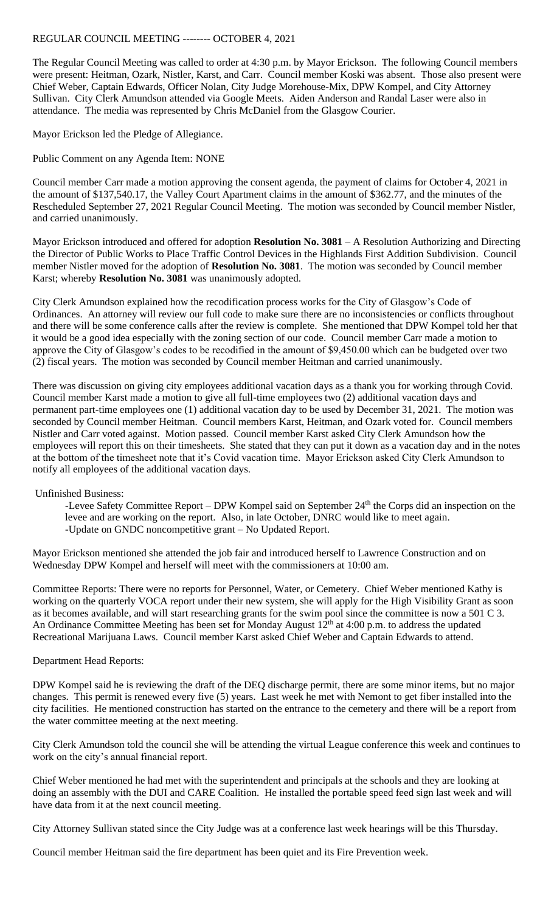REGULAR COUNCIL MEETING -------- OCTOBER 4, 2021

The Regular Council Meeting was called to order at 4:30 p.m. by Mayor Erickson. The following Council members were present: Heitman, Ozark, Nistler, Karst, and Carr. Council member Koski was absent. Those also present were Chief Weber, Captain Edwards, Officer Nolan, City Judge Morehouse-Mix, DPW Kompel, and City Attorney Sullivan. City Clerk Amundson attended via Google Meets. Aiden Anderson and Randal Laser were also in attendance. The media was represented by Chris McDaniel from the Glasgow Courier.

Mayor Erickson led the Pledge of Allegiance.

Public Comment on any Agenda Item: NONE

Council member Carr made a motion approving the consent agenda, the payment of claims for October 4, 2021 in the amount of $137,540.17, the Valley Court Apartment claims in the amount of $362.77, and the minutes of the Rescheduled September 27, 2021 Regular Council Meeting. The motion was seconded by Council member Nistler, and carried unanimously.

Mayor Erickson introduced and offered for adoption **Resolution No. 3081** – A Resolution Authorizing and Directing the Director of Public Works to Place Traffic Control Devices in the Highlands First Addition Subdivision. Council member Nistler moved for the adoption of **Resolution No. 3081**. The motion was seconded by Council member Karst; whereby **Resolution No. 3081** was unanimously adopted.

City Clerk Amundson explained how the recodification process works for the City of Glasgow's Code of Ordinances. An attorney will review our full code to make sure there are no inconsistencies or conflicts throughout and there will be some conference calls after the review is complete. She mentioned that DPW Kompel told her that it would be a good idea especially with the zoning section of our code. Council member Carr made a motion to approve the City of Glasgow's codes to be recodified in the amount of $9,450.00 which can be budgeted over two (2) fiscal years. The motion was seconded by Council member Heitman and carried unanimously.

There was discussion on giving city employees additional vacation days as a thank you for working through Covid. Council member Karst made a motion to give all full-time employees two (2) additional vacation days and permanent part-time employees one (1) additional vacation day to be used by December 31, 2021. The motion was seconded by Council member Heitman. Council members Karst, Heitman, and Ozark voted for. Council members Nistler and Carr voted against. Motion passed. Council member Karst asked City Clerk Amundson how the employees will report this on their timesheets. She stated that they can put it down as a vacation day and in the notes at the bottom of the timesheet note that it's Covid vacation time. Mayor Erickson asked City Clerk Amundson to notify all employees of the additional vacation days.

Unfinished Business:

-Levee Safety Committee Report – DPW Kompel said on September 24th the Corps did an inspection on the levee and are working on the report. Also, in late October, DNRC would like to meet again.
-Update on GNDC noncompetitive grant – No Updated Report.

Mayor Erickson mentioned she attended the job fair and introduced herself to Lawrence Construction and on Wednesday DPW Kompel and herself will meet with the commissioners at 10:00 am.

Committee Reports: There were no reports for Personnel, Water, or Cemetery. Chief Weber mentioned Kathy is working on the quarterly VOCA report under their new system, she will apply for the High Visibility Grant as soon as it becomes available, and will start researching grants for the swim pool since the committee is now a 501 C 3. An Ordinance Committee Meeting has been set for Monday August 12th at 4:00 p.m. to address the updated Recreational Marijuana Laws. Council member Karst asked Chief Weber and Captain Edwards to attend.

Department Head Reports:

DPW Kompel said he is reviewing the draft of the DEQ discharge permit, there are some minor items, but no major changes. This permit is renewed every five (5) years. Last week he met with Nemont to get fiber installed into the city facilities. He mentioned construction has started on the entrance to the cemetery and there will be a report from the water committee meeting at the next meeting.

City Clerk Amundson told the council she will be attending the virtual League conference this week and continues to work on the city's annual financial report.

Chief Weber mentioned he had met with the superintendent and principals at the schools and they are looking at doing an assembly with the DUI and CARE Coalition. He installed the portable speed feed sign last week and will have data from it at the next council meeting.

City Attorney Sullivan stated since the City Judge was at a conference last week hearings will be this Thursday.

Council member Heitman said the fire department has been quiet and its Fire Prevention week.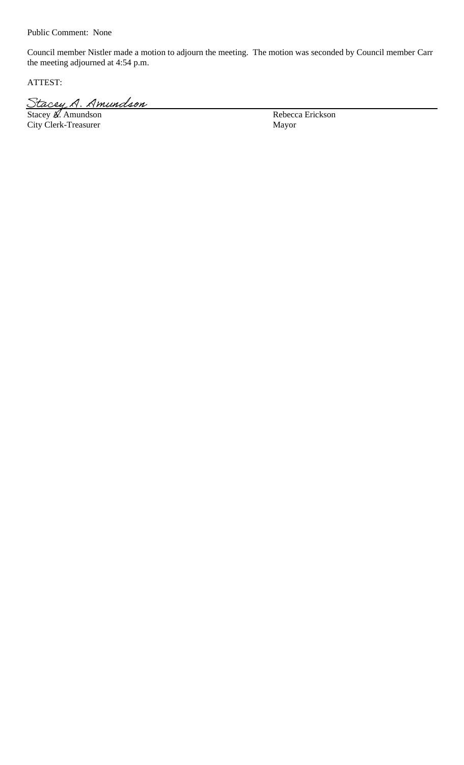Public Comment: None

Council member Nistler made a motion to adjourn the meeting. The motion was seconded by Council member Carr the meeting adjourned at 4:54 p.m.

ATTEST:

Stacey A. Amundson

| | |
|---|---|
| Stacey A. Amundson | Rebecca Erickson |
| City Clerk-Treasurer | Mayor |